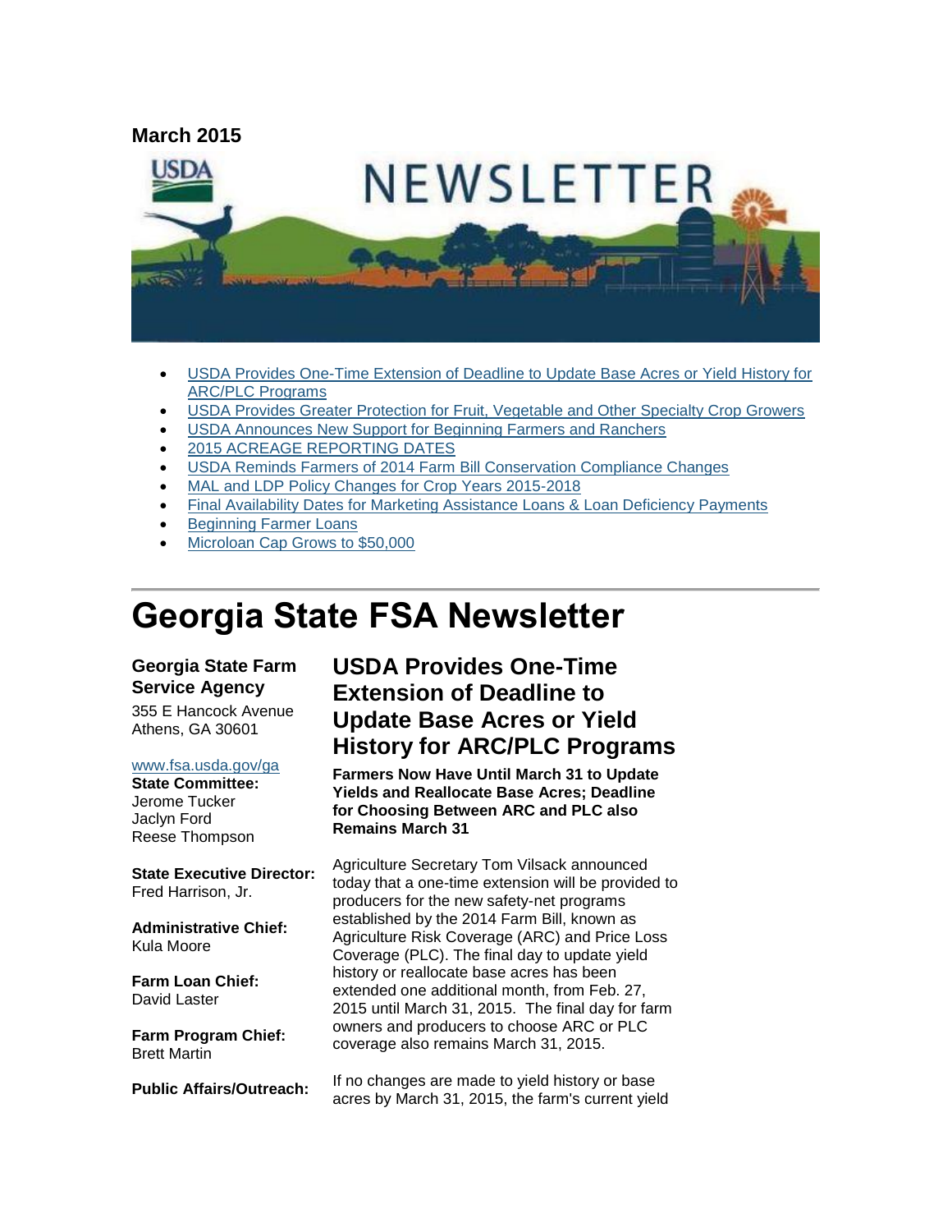**March 2015**

- USDA Provides One-Time Extension of Deadline to Update Base Acres or Yield History for ARC/PLC Programs
- USDA Provides Greater Protection for Fruit, Vegetable and Other Specialty Crop Growers
- USDA Announces New Support for Beginning Farmers and Ranchers
- 2015 ACREAGE REPORTING DATES
- USDA Reminds Farmers of 2014 Farm Bill Conservation Compliance Changes
- MAL and LDP Policy Changes for Crop Years 2015-2018
- Final Availability Dates for Marketing Assistance Loans & Loan Deficiency Payments
- Beginning Farmer Loans
- Microloan Cap Grows to $50,000

# Georgia State FSA Newsletter

**Georgia State Farm Service Agency**
355 E Hancock Avenue
Athens, GA 30601

www.fsa.usda.gov/ga

**State Committee:**
Jerome Tucker
Jaclyn Ford
Reese Thompson

**State Executive Director:**
Fred Harrison, Jr.

**Administrative Chief:**
Kula Moore

**Farm Loan Chief:**
David Laster

**Farm Program Chief:**
Brett Martin

**Public Affairs/Outreach:**

## USDA Provides One-Time Extension of Deadline to Update Base Acres or Yield History for ARC/PLC Programs

**Farmers Now Have Until March 31 to Update Yields and Reallocate Base Acres; Deadline for Choosing Between ARC and PLC also Remains March 31**

Agriculture Secretary Tom Vilsack announced today that a one-time extension will be provided to producers for the new safety-net programs established by the 2014 Farm Bill, known as Agriculture Risk Coverage (ARC) and Price Loss Coverage (PLC). The final day to update yield history or reallocate base acres has been extended one additional month, from Feb. 27, 2015 until March 31, 2015. The final day for farm owners and producers to choose ARC or PLC coverage also remains March 31, 2015.

If no changes are made to yield history or base acres by March 31, 2015, the farm's current yield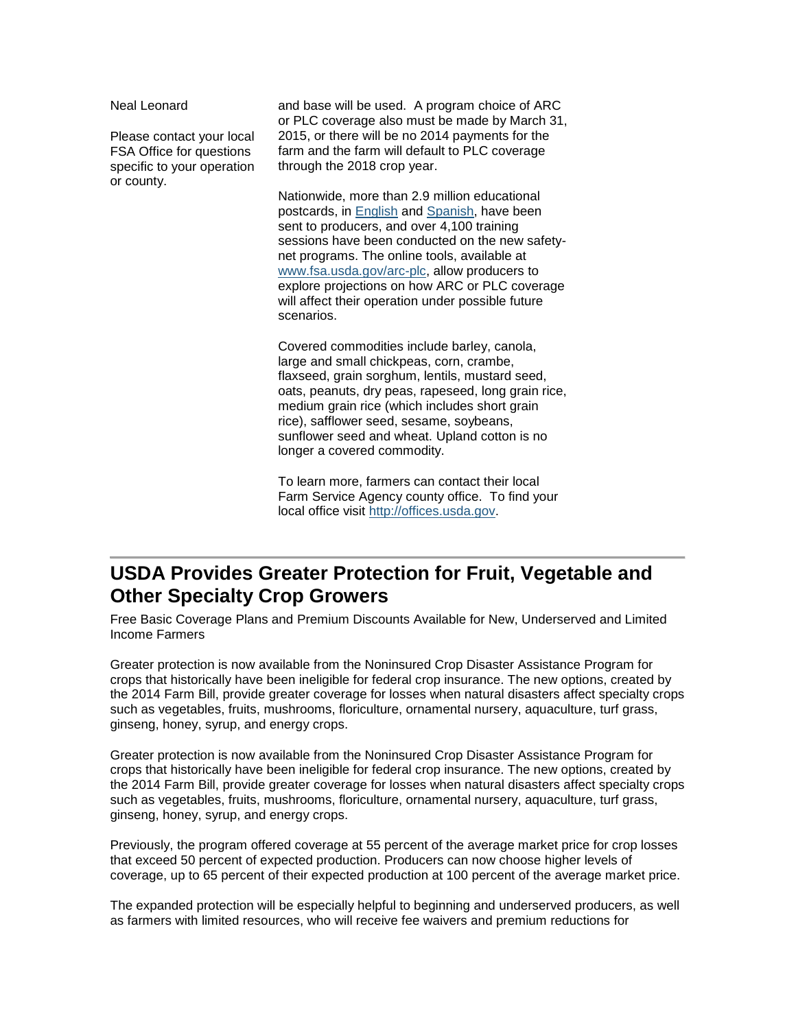Neal Leonard

Please contact your local FSA Office for questions specific to your operation or county.

and base will be used. A program choice of ARC or PLC coverage also must be made by March 31, 2015, or there will be no 2014 payments for the farm and the farm will default to PLC coverage through the 2018 crop year.

Nationwide, more than 2.9 million educational postcards, in [English](#) and [Spanish](#), have been sent to producers, and over 4,100 training sessions have been conducted on the new safety-net programs. The online tools, available at [www.fsa.usda.gov/arc-plc](http://www.fsa.usda.gov/arc-plc), allow producers to explore projections on how ARC or PLC coverage will affect their operation under possible future scenarios.

Covered commodities include barley, canola, large and small chickpeas, corn, crambe, flaxseed, grain sorghum, lentils, mustard seed, oats, peanuts, dry peas, rapeseed, long grain rice, medium grain rice (which includes short grain rice), safflower seed, sesame, soybeans, sunflower seed and wheat. Upland cotton is no longer a covered commodity.

To learn more, farmers can contact their local Farm Service Agency county office. To find your local office visit [http://offices.usda.gov](http://offices.usda.gov).

## USDA Provides Greater Protection for Fruit, Vegetable and Other Specialty Crop Growers

Free Basic Coverage Plans and Premium Discounts Available for New, Underserved and Limited Income Farmers

Greater protection is now available from the Noninsured Crop Disaster Assistance Program for crops that historically have been ineligible for federal crop insurance. The new options, created by the 2014 Farm Bill, provide greater coverage for losses when natural disasters affect specialty crops such as vegetables, fruits, mushrooms, floriculture, ornamental nursery, aquaculture, turf grass, ginseng, honey, syrup, and energy crops.

Greater protection is now available from the Noninsured Crop Disaster Assistance Program for crops that historically have been ineligible for federal crop insurance. The new options, created by the 2014 Farm Bill, provide greater coverage for losses when natural disasters affect specialty crops such as vegetables, fruits, mushrooms, floriculture, ornamental nursery, aquaculture, turf grass, ginseng, honey, syrup, and energy crops.

Previously, the program offered coverage at 55 percent of the average market price for crop losses that exceed 50 percent of expected production. Producers can now choose higher levels of coverage, up to 65 percent of their expected production at 100 percent of the average market price.

The expanded protection will be especially helpful to beginning and underserved producers, as well as farmers with limited resources, who will receive fee waivers and premium reductions for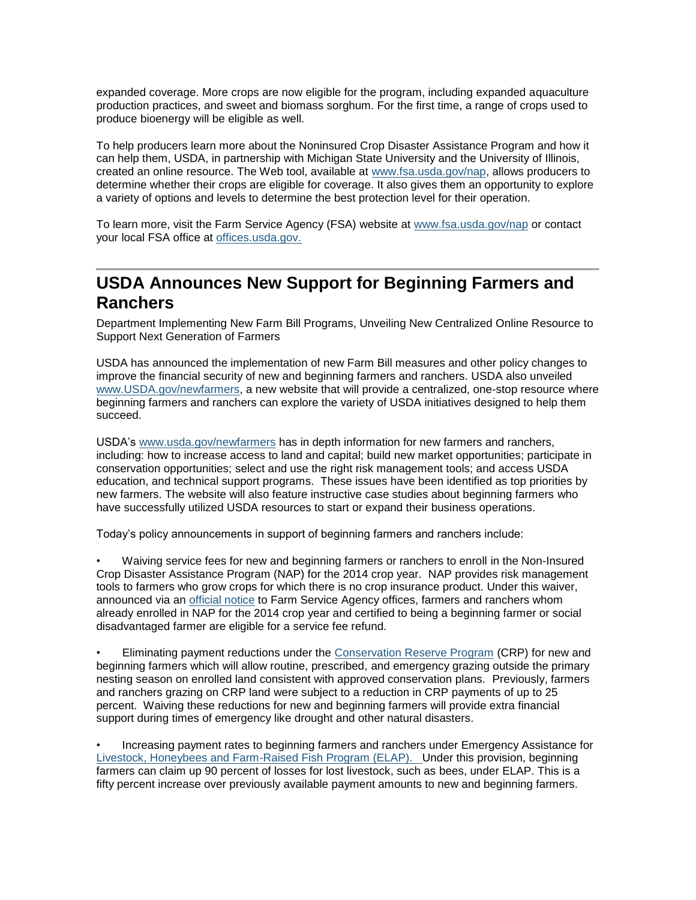expanded coverage. More crops are now eligible for the program, including expanded aquaculture production practices, and sweet and biomass sorghum. For the first time, a range of crops used to produce bioenergy will be eligible as well.

To help producers learn more about the Noninsured Crop Disaster Assistance Program and how it can help them, USDA, in partnership with Michigan State University and the University of Illinois, created an online resource. The Web tool, available at [www.fsa.usda.gov/nap](www.fsa.usda.gov/nap), allows producers to determine whether their crops are eligible for coverage. It also gives them an opportunity to explore a variety of options and levels to determine the best protection level for their operation.

To learn more, visit the Farm Service Agency (FSA) website at [www.fsa.usda.gov/nap](www.fsa.usda.gov/nap) or contact your local FSA office at [offices.usda.gov.](offices.usda.gov)

---

## USDA Announces New Support for Beginning Farmers and Ranchers

Department Implementing New Farm Bill Programs, Unveiling New Centralized Online Resource to Support Next Generation of Farmers

USDA has announced the implementation of new Farm Bill measures and other policy changes to improve the financial security of new and beginning farmers and ranchers. USDA also unveiled [www.USDA.gov/newfarmers](www.USDA.gov/newfarmers), a new website that will provide a centralized, one-stop resource where beginning farmers and ranchers can explore the variety of USDA initiatives designed to help them succeed.

USDA's [www.usda.gov/newfarmers](www.usda.gov/newfarmers) has in depth information for new farmers and ranchers, including: how to increase access to land and capital; build new market opportunities; participate in conservation opportunities; select and use the right risk management tools; and access USDA education, and technical support programs. These issues have been identified as top priorities by new farmers. The website will also feature instructive case studies about beginning farmers who have successfully utilized USDA resources to start or expand their business operations.

Today's policy announcements in support of beginning farmers and ranchers include:

- Waiving service fees for new and beginning farmers or ranchers to enroll in the Non-Insured Crop Disaster Assistance Program (NAP) for the 2014 crop year. NAP provides risk management tools to farmers who grow crops for which there is no crop insurance product. Under this waiver, announced via an official notice to Farm Service Agency offices, farmers and ranchers whom already enrolled in NAP for the 2014 crop year and certified to being a beginning farmer or social disadvantaged farmer are eligible for a service fee refund.

- Eliminating payment reductions under the Conservation Reserve Program (CRP) for new and beginning farmers which will allow routine, prescribed, and emergency grazing outside the primary nesting season on enrolled land consistent with approved conservation plans. Previously, farmers and ranchers grazing on CRP land were subject to a reduction in CRP payments of up to 25 percent. Waiving these reductions for new and beginning farmers will provide extra financial support during times of emergency like drought and other natural disasters.

- Increasing payment rates to beginning farmers and ranchers under Emergency Assistance for Livestock, Honeybees and Farm-Raised Fish Program (ELAP). Under this provision, beginning farmers can claim up 90 percent of losses for lost livestock, such as bees, under ELAP. This is a fifty percent increase over previously available payment amounts to new and beginning farmers.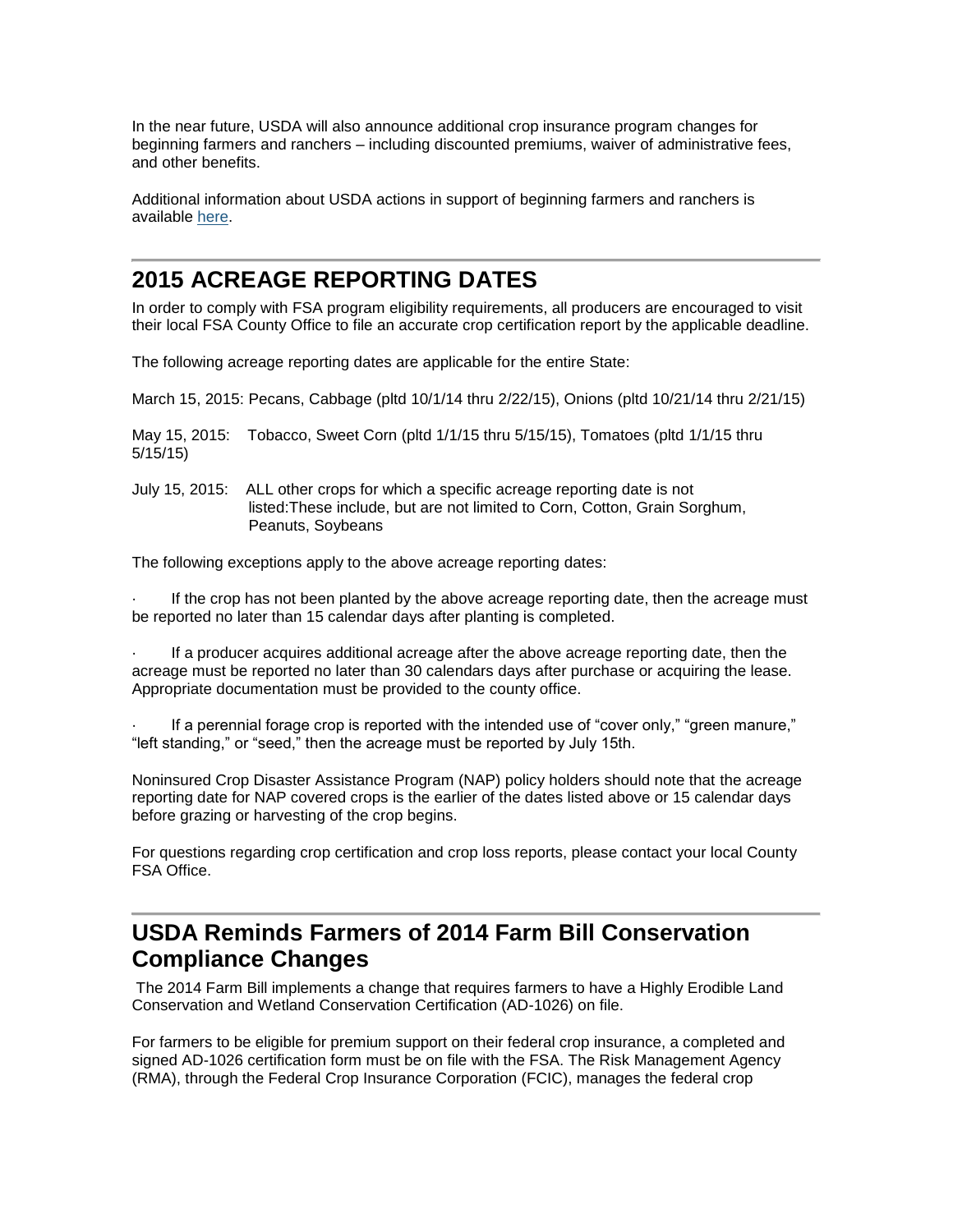In the near future, USDA will also announce additional crop insurance program changes for beginning farmers and ranchers – including discounted premiums, waiver of administrative fees, and other benefits.

Additional information about USDA actions in support of beginning farmers and ranchers is available here.

## 2015 ACREAGE REPORTING DATES

In order to comply with FSA program eligibility requirements, all producers are encouraged to visit their local FSA County Office to file an accurate crop certification report by the applicable deadline.

The following acreage reporting dates are applicable for the entire State:

March 15, 2015: Pecans, Cabbage (pltd 10/1/14 thru 2/22/15), Onions (pltd 10/21/14 thru 2/21/15)

May 15, 2015: Tobacco, Sweet Corn (pltd 1/1/15 thru 5/15/15), Tomatoes (pltd 1/1/15 thru 5/15/15)

July 15, 2015: ALL other crops for which a specific acreage reporting date is not listed:These include, but are not limited to Corn, Cotton, Grain Sorghum, Peanuts, Soybeans

The following exceptions apply to the above acreage reporting dates:

- If the crop has not been planted by the above acreage reporting date, then the acreage must be reported no later than 15 calendar days after planting is completed.
- If a producer acquires additional acreage after the above acreage reporting date, then the acreage must be reported no later than 30 calendars days after purchase or acquiring the lease. Appropriate documentation must be provided to the county office.
- If a perennial forage crop is reported with the intended use of "cover only," "green manure," "left standing," or "seed," then the acreage must be reported by July 15th.

Noninsured Crop Disaster Assistance Program (NAP) policy holders should note that the acreage reporting date for NAP covered crops is the earlier of the dates listed above or 15 calendar days before grazing or harvesting of the crop begins.

For questions regarding crop certification and crop loss reports, please contact your local County FSA Office.

## USDA Reminds Farmers of 2014 Farm Bill Conservation Compliance Changes

The 2014 Farm Bill implements a change that requires farmers to have a Highly Erodible Land Conservation and Wetland Conservation Certification (AD-1026) on file.

For farmers to be eligible for premium support on their federal crop insurance, a completed and signed AD-1026 certification form must be on file with the FSA. The Risk Management Agency (RMA), through the Federal Crop Insurance Corporation (FCIC), manages the federal crop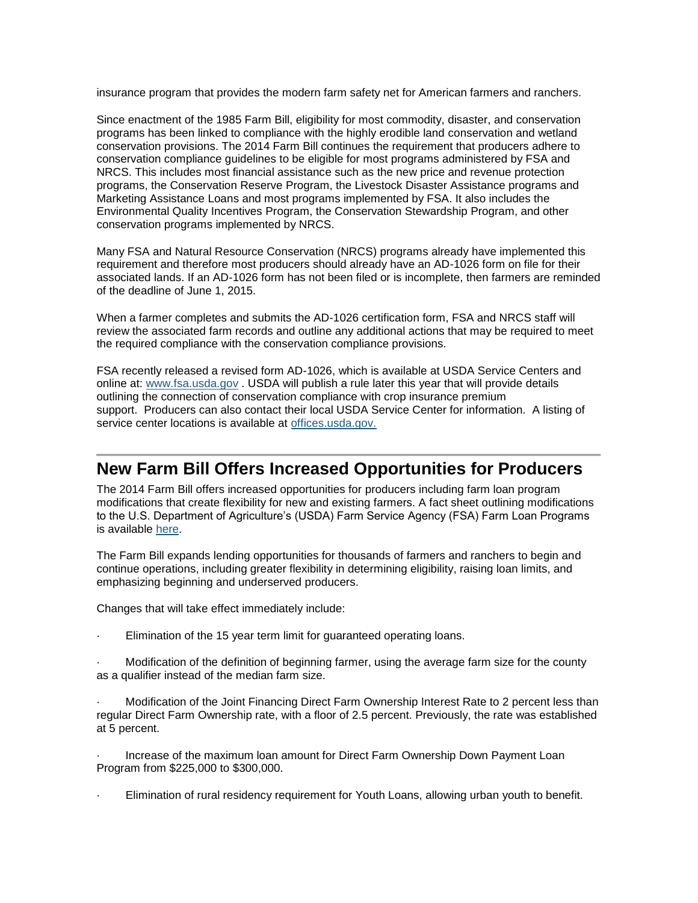insurance program that provides the modern farm safety net for American farmers and ranchers.

Since enactment of the 1985 Farm Bill, eligibility for most commodity, disaster, and conservation programs has been linked to compliance with the highly erodible land conservation and wetland conservation provisions. The 2014 Farm Bill continues the requirement that producers adhere to conservation compliance guidelines to be eligible for most programs administered by FSA and NRCS. This includes most financial assistance such as the new price and revenue protection programs, the Conservation Reserve Program, the Livestock Disaster Assistance programs and Marketing Assistance Loans and most programs implemented by FSA. It also includes the Environmental Quality Incentives Program, the Conservation Stewardship Program, and other conservation programs implemented by NRCS.

Many FSA and Natural Resource Conservation (NRCS) programs already have implemented this requirement and therefore most producers should already have an AD-1026 form on file for their associated lands. If an AD-1026 form has not been filed or is incomplete, then farmers are reminded of the deadline of June 1, 2015.

When a farmer completes and submits the AD-1026 certification form, FSA and NRCS staff will review the associated farm records and outline any additional actions that may be required to meet the required compliance with the conservation compliance provisions.

FSA recently released a revised form AD-1026, which is available at USDA Service Centers and online at: [www.fsa.usda.gov](www.fsa.usda.gov) . USDA will publish a rule later this year that will provide details outlining the connection of conservation compliance with crop insurance premium support. Producers can also contact their local USDA Service Center for information. A listing of service center locations is available at [offices.usda.gov.](offices.usda.gov)

---

## New Farm Bill Offers Increased Opportunities for Producers

The 2014 Farm Bill offers increased opportunities for producers including farm loan program modifications that create flexibility for new and existing farmers. A fact sheet outlining modifications to the U.S. Department of Agriculture's (USDA) Farm Service Agency (FSA) Farm Loan Programs is available here.

The Farm Bill expands lending opportunities for thousands of farmers and ranchers to begin and continue operations, including greater flexibility in determining eligibility, raising loan limits, and emphasizing beginning and underserved producers.

Changes that will take effect immediately include:

- Elimination of the 15 year term limit for guaranteed operating loans.
- Modification of the definition of beginning farmer, using the average farm size for the county as a qualifier instead of the median farm size.
- Modification of the Joint Financing Direct Farm Ownership Interest Rate to 2 percent less than regular Direct Farm Ownership rate, with a floor of 2.5 percent. Previously, the rate was established at 5 percent.
- Increase of the maximum loan amount for Direct Farm Ownership Down Payment Loan Program from $225,000 to $300,000.
- Elimination of rural residency requirement for Youth Loans, allowing urban youth to benefit.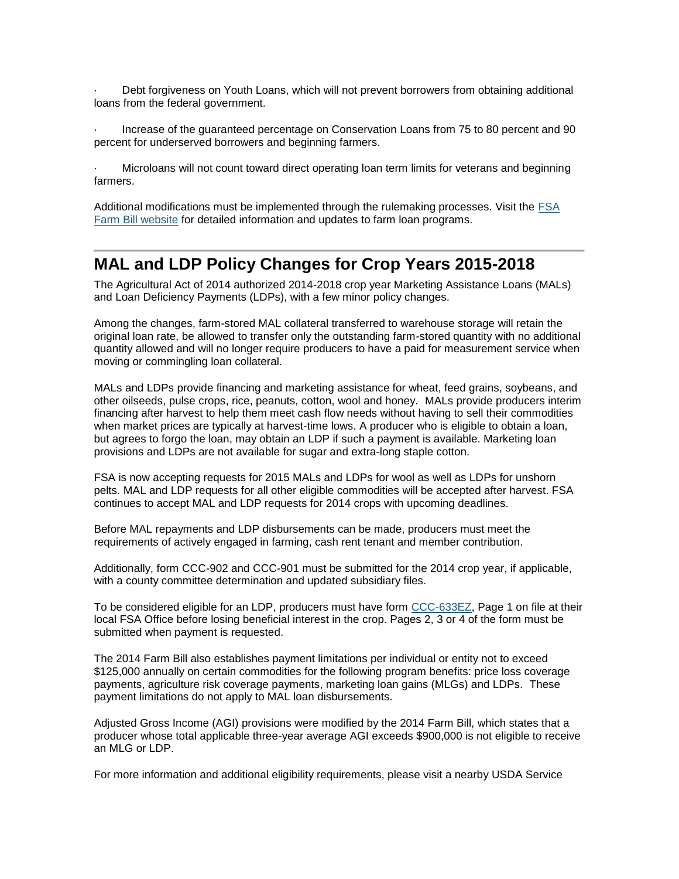- Debt forgiveness on Youth Loans, which will not prevent borrowers from obtaining additional loans from the federal government.

- Increase of the guaranteed percentage on Conservation Loans from 75 to 80 percent and 90 percent for underserved borrowers and beginning farmers.

- Microloans will not count toward direct operating loan term limits for veterans and beginning farmers.

Additional modifications must be implemented through the rulemaking processes. Visit the FSA Farm Bill website for detailed information and updates to farm loan programs.

---

## MAL and LDP Policy Changes for Crop Years 2015-2018

The Agricultural Act of 2014 authorized 2014-2018 crop year Marketing Assistance Loans (MALs) and Loan Deficiency Payments (LDPs), with a few minor policy changes.

Among the changes, farm-stored MAL collateral transferred to warehouse storage will retain the original loan rate, be allowed to transfer only the outstanding farm-stored quantity with no additional quantity allowed and will no longer require producers to have a paid for measurement service when moving or commingling loan collateral.

MALs and LDPs provide financing and marketing assistance for wheat, feed grains, soybeans, and other oilseeds, pulse crops, rice, peanuts, cotton, wool and honey. MALs provide producers interim financing after harvest to help them meet cash flow needs without having to sell their commodities when market prices are typically at harvest-time lows. A producer who is eligible to obtain a loan, but agrees to forgo the loan, may obtain an LDP if such a payment is available. Marketing loan provisions and LDPs are not available for sugar and extra-long staple cotton.

FSA is now accepting requests for 2015 MALs and LDPs for wool as well as LDPs for unshorn pelts. MAL and LDP requests for all other eligible commodities will be accepted after harvest. FSA continues to accept MAL and LDP requests for 2014 crops with upcoming deadlines.

Before MAL repayments and LDP disbursements can be made, producers must meet the requirements of actively engaged in farming, cash rent tenant and member contribution.

Additionally, form CCC-902 and CCC-901 must be submitted for the 2014 crop year, if applicable, with a county committee determination and updated subsidiary files.

To be considered eligible for an LDP, producers must have form CCC-633EZ, Page 1 on file at their local FSA Office before losing beneficial interest in the crop. Pages 2, 3 or 4 of the form must be submitted when payment is requested.

The 2014 Farm Bill also establishes payment limitations per individual or entity not to exceed $125,000 annually on certain commodities for the following program benefits: price loss coverage payments, agriculture risk coverage payments, marketing loan gains (MLGs) and LDPs. These payment limitations do not apply to MAL loan disbursements.

Adjusted Gross Income (AGI) provisions were modified by the 2014 Farm Bill, which states that a producer whose total applicable three-year average AGI exceeds $900,000 is not eligible to receive an MLG or LDP.

For more information and additional eligibility requirements, please visit a nearby USDA Service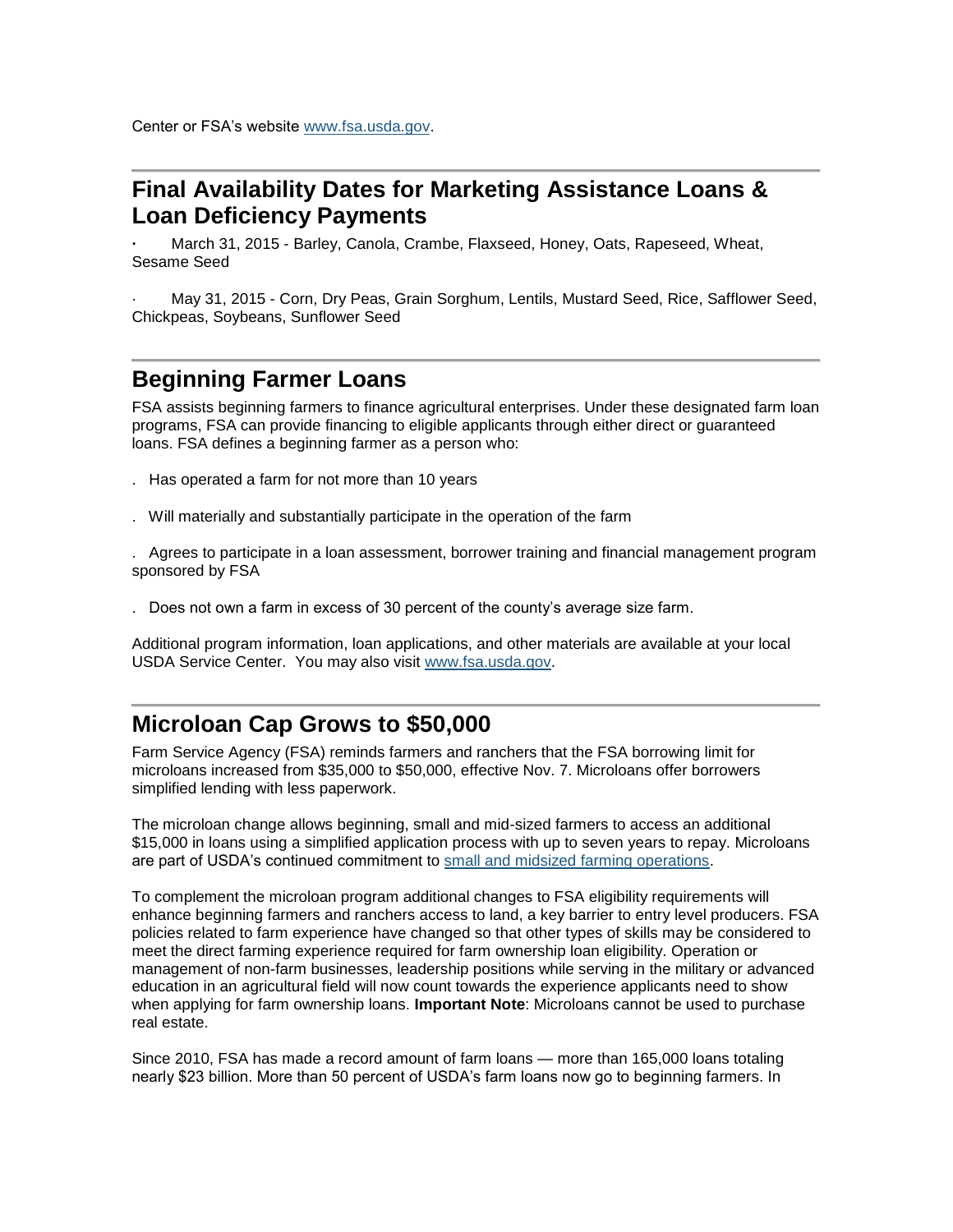Center or FSA's website [www.fsa.usda.gov](www.fsa.usda.gov).

## Final Availability Dates for Marketing Assistance Loans & Loan Deficiency Payments

- March 31, 2015 - Barley, Canola, Crambe, Flaxseed, Honey, Oats, Rapeseed, Wheat, Sesame Seed
- May 31, 2015 - Corn, Dry Peas, Grain Sorghum, Lentils, Mustard Seed, Rice, Safflower Seed, Chickpeas, Soybeans, Sunflower Seed

## Beginning Farmer Loans

FSA assists beginning farmers to finance agricultural enterprises. Under these designated farm loan programs, FSA can provide financing to eligible applicants through either direct or guaranteed loans. FSA defines a beginning farmer as a person who:

- Has operated a farm for not more than 10 years
- Will materially and substantially participate in the operation of the farm
- Agrees to participate in a loan assessment, borrower training and financial management program sponsored by FSA
- Does not own a farm in excess of 30 percent of the county's average size farm.

Additional program information, loan applications, and other materials are available at your local USDA Service Center. You may also visit [www.fsa.usda.gov](www.fsa.usda.gov).

## Microloan Cap Grows to $50,000

Farm Service Agency (FSA) reminds farmers and ranchers that the FSA borrowing limit for microloans increased from $35,000 to $50,000, effective Nov. 7. Microloans offer borrowers simplified lending with less paperwork.

The microloan change allows beginning, small and mid-sized farmers to access an additional $15,000 in loans using a simplified application process with up to seven years to repay. Microloans are part of USDA's continued commitment to small and midsized farming operations.

To complement the microloan program additional changes to FSA eligibility requirements will enhance beginning farmers and ranchers access to land, a key barrier to entry level producers. FSA policies related to farm experience have changed so that other types of skills may be considered to meet the direct farming experience required for farm ownership loan eligibility. Operation or management of non-farm businesses, leadership positions while serving in the military or advanced education in an agricultural field will now count towards the experience applicants need to show when applying for farm ownership loans. **Important Note**: Microloans cannot be used to purchase real estate.

Since 2010, FSA has made a record amount of farm loans — more than 165,000 loans totaling nearly $23 billion. More than 50 percent of USDA's farm loans now go to beginning farmers. In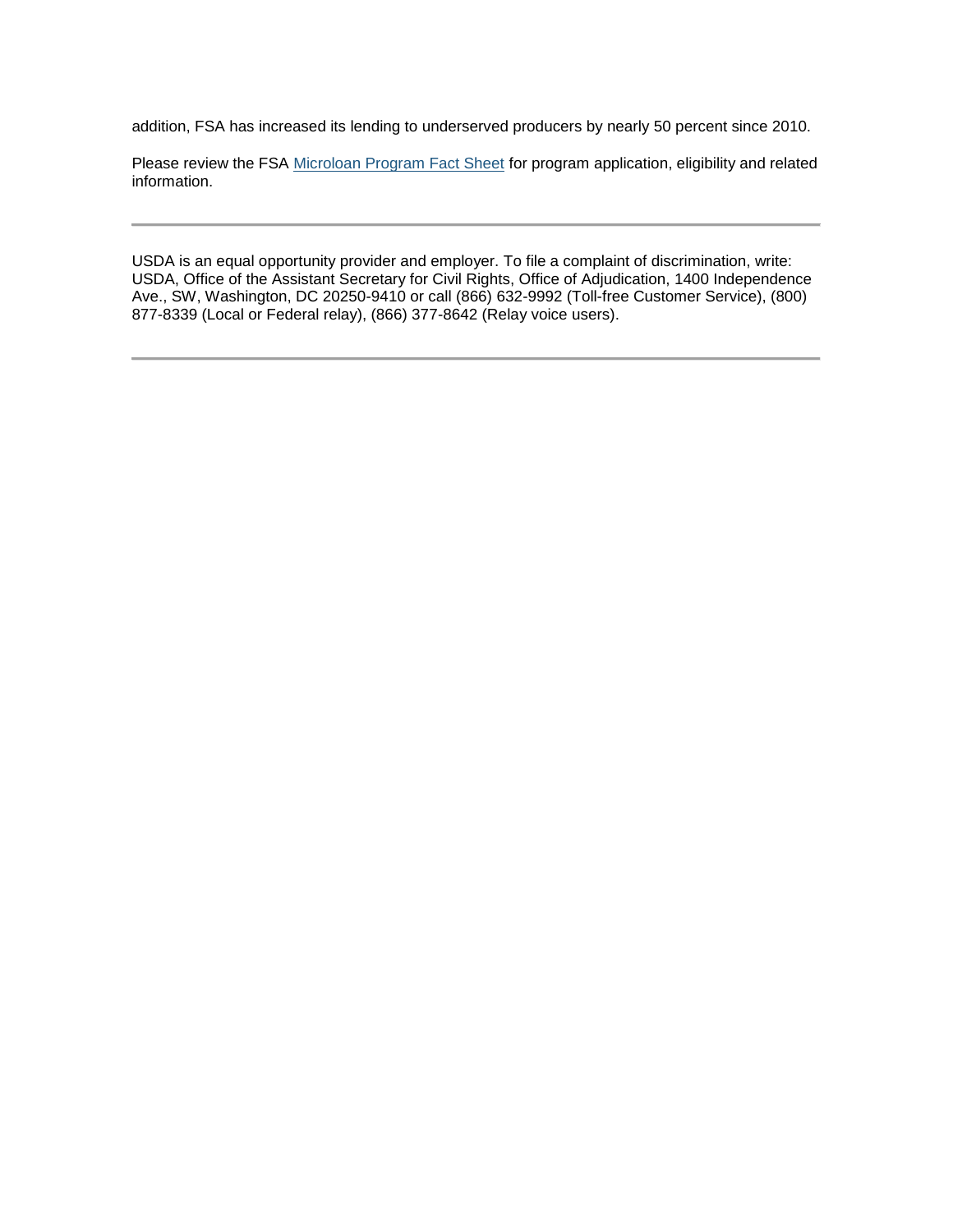addition, FSA has increased its lending to underserved producers by nearly 50 percent since 2010.

Please review the FSA Microloan Program Fact Sheet for program application, eligibility and related information.

---

USDA is an equal opportunity provider and employer. To file a complaint of discrimination, write: USDA, Office of the Assistant Secretary for Civil Rights, Office of Adjudication, 1400 Independence Ave., SW, Washington, DC 20250-9410 or call (866) 632-9992 (Toll-free Customer Service), (800) 877-8339 (Local or Federal relay), (866) 377-8642 (Relay voice users).

---